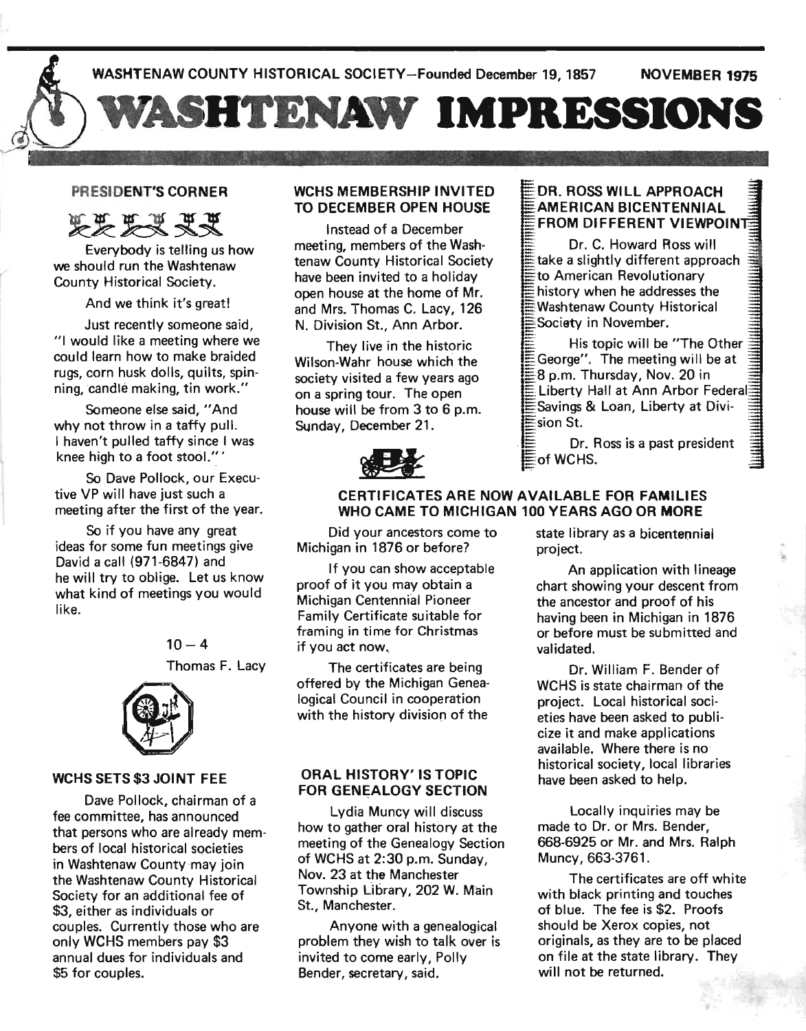WASHTENAW COUNTY HISTORICAL SOCIETY—Founded December 19, 1857 NOVEMBER 1975

# WASHTENAW IMPRESSIONS

## PRESIDENT'S CORNER

Everybody is telling us how we should run the Washtenaw County Historical Society.

And we think it's great!

Just recently someone said, "I would like a meeting where we could learn how to make braided rugs, corn husk dolls, quilts, spinning, candle making, tin work."

Someone else said, "And why not throw in a taffy pull. I haven't pulled taffy since I was knee high to a foot stool."'

So Dave Pollock, our Executive VP will have just such a meeting after the first of the year.

So if you have any great ideas for some fun meetings give David a call (971-6847) and he will try to oblige. Let us know what kind of meetings you would like.

10 – 4

Thomas F. Lacy

## WCHS SETS $3 JOINT FEE

Dave Pollock, chairman of a fee committee, has announced that persons who are already members of local historical societies in Washtenaw County may join the Washtenaw County Historical Society for an additional fee of $3, either as individuals or couples. Currently those who are only WCHS members pay $3 annual dues for individuals and $5 for couples.

## WCHS MEMBERSHIP INVITED TO DECEMBER OPEN HOUSE

Instead of a December meeting, members of the Washtenaw County Historical Society have been invited to a holiday open house at the home of Mr. and Mrs. Thomas C. Lacy, 126 N. Division St., Ann Arbor.

They live in the historic Wilson-Wahr house which the society visited a few years ago on a spring tour. The open house will be from 3 to 6 p.m. Sunday, December 21.

## DR. ROSS WILL APPROACH AMERICAN BICENTENNIAL FROM DIFFERENT VIEWPOINT

Dr. C. Howard Ross will take a slightly different approach to American Revolutionary history when he addresses the Washtenaw County Historical Society in November.

His topic will be "The Other George". The meeting will be at 8 p.m. Thursday, Nov. 20 in Liberty Hall at Ann Arbor Federal Savings & Loan, Liberty at Division St.

Dr. Ross is a past president of WCHS.

## CERTIFICATES ARE NOW AVAILABLE FOR FAMILIES WHO CAME TO MICHIGAN 100 YEARS AGO OR MORE

Did your ancestors come to Michigan in 1876 or before?

If you can show acceptable proof of it you may obtain a Michigan Centennial Pioneer Family Certificate suitable for framing in time for Christmas if you act now.

The certificates are being offered by the Michigan Genealogical Council in cooperation with the history division of the state library as a bicentennial project.

An application with lineage chart showing your descent from the ancestor and proof of his having been in Michigan in 1876 or before must be submitted and validated.

Dr. William F. Bender of WCHS is state chairman of the project. Local historical societies have been asked to publicize it and make applications available. Where there is no historical society, local libraries have been asked to help.

Locally inquiries may be made to Dr. or Mrs. Bender, 668-6925 or Mr. and Mrs. Ralph Muncy, 663-3761.

The certificates are off white with black printing and touches of blue. The fee is $2. Proofs should be Xerox copies, not originals, as they are to be placed on file at the state library. They will not be returned.

## ORAL HISTORY' IS TOPIC FOR GENEALOGY SECTION

Lydia Muncy will discuss how to gather oral history at the meeting of the Genealogy Section of WCHS at 2:30 p.m. Sunday, Nov. 23 at the Manchester Township Library, 202 W. Main St., Manchester.

Anyone with a genealogical problem they wish to talk over is invited to come early, Polly Bender, secretary, said.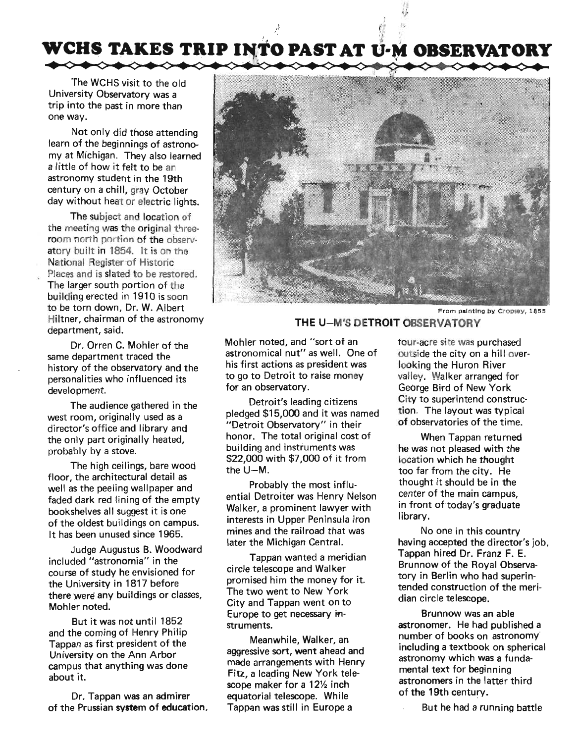# WCHS TAKES TRIP INTO PAST AT U-M OBSERVATORY

The WCHS visit to the old University Observatory was a trip into the past in more than one way.

Not only did those attending learn of the beginnings of astronomy at Michigan. They also learned a little of how it felt to be an astronomy student in the 19th century on a chill, gray October day without heat or electric lights.

The subject and location of the meeting was the original three-room north portion of the observatory built in 1854. It is on the National Register of Historic Places and is slated to be restored. The larger south portion of the building erected in 1910 is soon to be torn down, Dr. W. Albert Hiltner, chairman of the astronomy department, said.

Dr. Orren C. Mohler of the same department traced the history of the observatory and the personalities who influenced its development.

The audience gathered in the west room, originally used as a director's office and library and the only part originally heated, probably by a stove.

The high ceilings, bare wood floor, the architectural detail as well as the peeling wallpaper and faded dark red lining of the empty bookshelves all suggest it is one of the oldest buildings on campus. It has been unused since 1965.

Judge Augustus B. Woodward included "astronomia" in the course of study he envisioned for the University in 1817 before there were any buildings or classes, Mohler noted.

But it was not until 1852 and the coming of Henry Philip Tappan as first president of the University on the Ann Arbor campus that anything was done about it.

Dr. Tappan was an admirer of the Prussian system of education, Mohler noted, and "sort of an astronomical nut" as well. One of his first actions as president was to go to Detroit to raise money for an observatory.

Detroit's leading citizens pledged $15,000 and it was named "Detroit Observatory" in their honor. The total original cost of building and instruments was $22,000 with $7,000 of it from the U–M.

Probably the most influential Detroiter was Henry Nelson Walker, a prominent lawyer with interests in Upper Peninsula iron mines and the railroad that was later the Michigan Central.

Tappan wanted a meridian circle telescope and Walker promised him the money for it. The two went to New York City and Tappan went on to Europe to get necessary instruments.

Meanwhile, Walker, an aggressive sort, went ahead and made arrangements with Henry Fitz, a leading New York telescope maker for a 12½ inch equatorial telescope. While Tappan was still in Europe a four-acre site was purchased outside the city on a hill overlooking the Huron River valley. Walker arranged for George Bird of New York City to superintend construction. The layout was typical of observatories of the time.

When Tappan returned he was not pleased with the location which he thought too far from the city. He thought it should be in the center of the main campus, in front of today's graduate library.

No one in this country having accepted the director's job, Tappan hired Dr. Franz F. E. Brunnow of the Royal Observatory in Berlin who had superintended construction of the meridian circle telescope.

Brunnow was an able astronomer. He had published a number of books on astronomy including a textbook on spherical astronomy which was a fundamental text for beginning astronomers in the latter third of the 19th century.

But he had a running battle

From painting by Cropsey, 1855

**THE U–M'S DETROIT OBSERVATORY**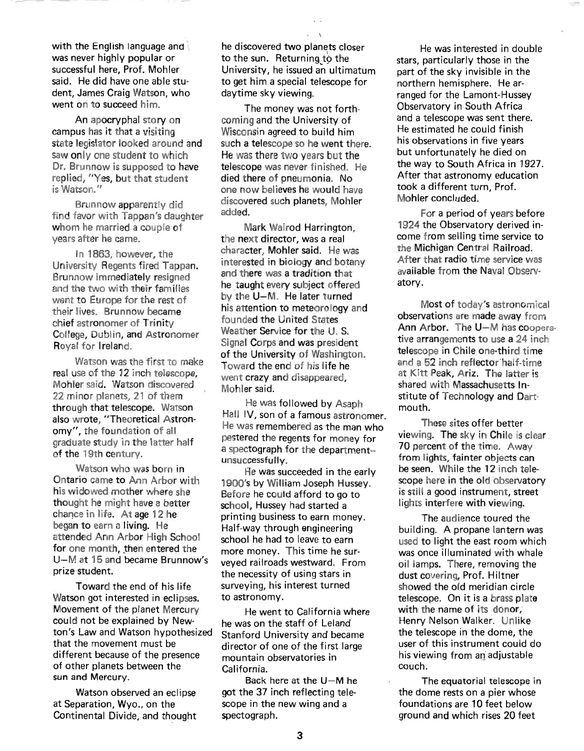with the English language and was never highly popular or successful here, Prof. Mohler said. He did have one able student, James Craig Watson, who went on to succeed him.

An apocryphal story on campus has it that a visiting state legislator looked around and saw only one student to which Dr. Brunnow is supposed to have replied, "Yes, but that student is Watson."

Brunnow apparently did find favor with Tappan's daughter whom he married a couple of years after he came.

In 1863, however, the University Regents fired Tappan. Brunnow immediately resigned and the two with their families went to Europe for the rest of their lives. Brunnow became chief astronomer of Trinity College, Dublin, and Astronomer Royal for Ireland.

Watson was the first to make real use of the 12 inch telescope, Mohler said. Watson discovered 22 minor planets, 21 of them through that telescope. Watson also wrote, "Theoretical Astronomy", the foundation of all graduate study in the latter half of the 19th century.

Watson who was born in Ontario came to Ann Arbor with his widowed mother where she thought he might have a better chance in life. At age 12 he began to earn a living. He attended Ann Arbor High School for one month, then entered the U–M at 15 and became Brunnow's prize student.

Toward the end of his life Watson got interested in eclipses. Movement of the planet Mercury could not be explained by Newton's Law and Watson hypothesized that the movement must be different because of the presence of other planets between the sun and Mercury.

Watson observed an eclipse at Separation, Wyo., on the Continental Divide, and thought he discovered two planets closer to the sun. Returning to the University, he issued an ultimatum to get him a special telescope for daytime sky viewing.

The money was not forthcoming and the University of Wisconsin agreed to build him such a telescope so he went there. He was there two years but the telescope was never finished. He died there of pneumonia. No one now believes he would have discovered such planets, Mohler added.

Mark Walrod Harrington, the next director, was a real character, Mohler said. He was interested in biology and botany and there was a tradition that he taught every subject offered by the U–M. He later turned his attention to meteorology and founded the United States Weather Service for the U. S. Signal Corps and was president of the University of Washington. Toward the end of his life he went crazy and disappeared, Mohler said.

He was followed by Asaph Hall IV, son of a famous astronomer. He was remembered as the man who pestered the regents for money for a spectograph for the department--unsuccessfully.

He was succeeded in the early 1900's by William Joseph Hussey. Before he could afford to go to school, Hussey had started a printing business to earn money. Half-way through engineering school he had to leave to earn more money. This time he surveyed railroads westward. From the necessity of using stars in surveying, his interest turned to astronomy.

He went to California where he was on the staff of Leland Stanford University and became director of one of the first large mountain observatories in California.

Back here at the U–M he got the 37 inch reflecting telescope in the new wing and a spectograph.

He was interested in double stars, particularly those in the part of the sky invisible in the northern hemisphere. He arranged for the Lamont-Hussey Observatory in South Africa and a telescope was sent there. He estimated he could finish his observations in five years but unfortunately he died on the way to South Africa in 1927. After that astronomy education took a different turn, Prof. Mohler concluded.

For a period of years before 1924 the Observatory derived income from selling time service to the Michigan Central Railroad. After that radio time service was available from the Naval Observatory.

Most of today's astronomical observations are made away from Ann Arbor. The U–M has cooperative arrangements to use a 24 inch telescope in Chile one-third time and a 52 inch reflector half-time at Kitt Peak, Ariz. The latter is shared with Massachusetts Institute of Technology and Dartmouth.

These sites offer better viewing. The sky in Chile is clear 70 percent of the time. Away from lights, fainter objects can be seen. While the 12 inch telescope here in the old observatory is still a good instrument, street lights interfere with viewing.

The audience toured the building. A propane lantern was used to light the east room which was once illuminated with whale oil lamps. There, removing the dust covering, Prof. Hiltner showed the old meridian circle telescope. On it is a brass plate with the name of its donor, Henry Nelson Walker. Unlike the telescope in the dome, the user of this instrument could do his viewing from an adjustable couch.

The equatorial telescope in the dome rests on a pier whose foundations are 10 feet below ground and which rises 20 feet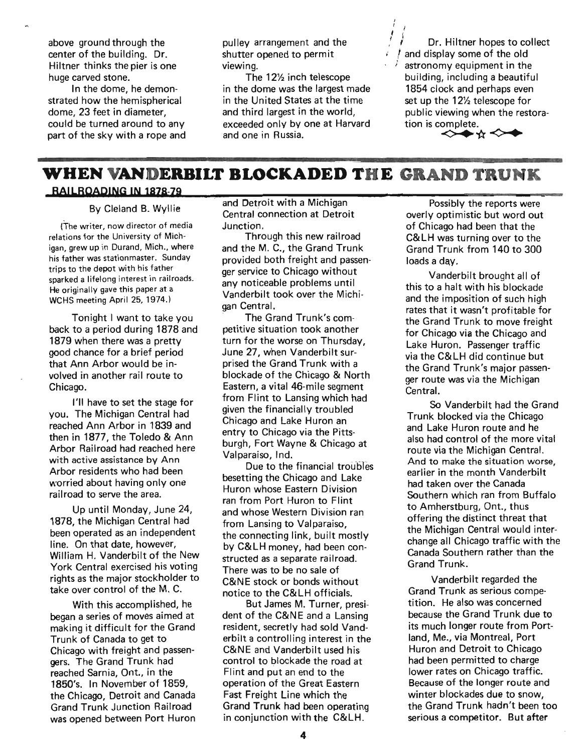above ground through the center of the building. Dr. Hiltner thinks the pier is one huge carved stone.

In the dome, he demonstrated how the hemispherical dome, 23 feet in diameter, could be turned around to any part of the sky with a rope and pulley arrangement and the shutter opened to permit viewing.

The 12½ inch telescope in the dome was the largest made in the United States at the time and third largest in the world, exceeded only by one at Harvard and one in Russia.

Dr. Hiltner hopes to collect and display some of the old astronomy equipment in the building, including a beautiful 1854 clock and perhaps even set up the 12½ telescope for public viewing when the restoration is complete.

# WHEN VANDERBILT BLOCKADED THE GRAND TRUNK

## RAILROADING IN 1878-79

By Cleland B. Wyllie

(The writer, now director of media relations for the University of Michigan, grew up in Durand, Mich., where his father was stationmaster. Sunday trips to the depot with his father sparked a lifelong interest in railroads. He originally gave this paper at a WCHS meeting April 25, 1974.)

Tonight I want to take you back to a period during 1878 and 1879 when there was a pretty good chance for a brief period that Ann Arbor would be involved in another rail route to Chicago.

I'll have to set the stage for you. The Michigan Central had reached Ann Arbor in 1839 and then in 1877, the Toledo & Ann Arbor Railroad had reached here with active assistance by Ann Arbor residents who had been worried about having only one railroad to serve the area.

Up until Monday, June 24, 1878, the Michigan Central had been operated as an independent line. On that date, however, William H. Vanderbilt of the New York Central exercised his voting rights as the major stockholder to take over control of the M. C.

With this accomplished, he began a series of moves aimed at making it difficult for the Grand Trunk of Canada to get to Chicago with freight and passengers. The Grand Trunk had reached Sarnia, Ont., in the 1850's. In November of 1859, the Chicago, Detroit and Canada Grand Trunk Junction Railroad was opened between Port Huron and Detroit with a Michigan Central connection at Detroit Junction.

Through this new railroad and the M. C., the Grand Trunk provided both freight and passenger service to Chicago without any noticeable problems until Vanderbilt took over the Michigan Central.

The Grand Trunk's competitive situation took another turn for the worse on Thursday, June 27, when Vanderbilt surprised the Grand Trunk with a blockade of the Chicago & North Eastern, a vital 46-mile segment from Flint to Lansing which had given the financially troubled Chicago and Lake Huron an entry to Chicago via the Pittsburgh, Fort Wayne & Chicago at Valparaiso, Ind.

Due to the financial troubles besetting the Chicago and Lake Huron whose Eastern Division ran from Port Huron to Flint and whose Western Division ran from Lansing to Valparaiso, the connecting link, built mostly by C&LH money, had been constructed as a separate railroad. There was to be no sale of C&NE stock or bonds without notice to the C&LH officials.

But James M. Turner, president of the C&NE and a Lansing resident, secretly had sold Vanderbilt a controlling interest in the C&NE and Vanderbilt used his control to blockade the road at Flint and put an end to the operation of the Great Eastern Fast Freight Line which the Grand Trunk had been operating in conjunction with the C&LH.

Possibly the reports were overly optimistic but word out of Chicago had been that the C&LH was turning over to the Grand Trunk from 140 to 300 loads a day.

Vanderbilt brought all of this to a halt with his blockade and the imposition of such high rates that it wasn't profitable for the Grand Trunk to move freight for Chicago via the Chicago and Lake Huron. Passenger traffic via the C&LH did continue but the Grand Trunk's major passenger route was via the Michigan Central.

So Vanderbilt had the Grand Trunk blocked via the Chicago and Lake Huron route and he also had control of the more vital route via the Michigan Central. And to make the situation worse, earlier in the month Vanderbilt had taken over the Canada Southern which ran from Buffalo to Amherstburg, Ont., thus offering the distinct threat that the Michigan Central would interchange all Chicago traffic with the Canada Southern rather than the Grand Trunk.

Vanderbilt regarded the Grand Trunk as serious competition. He also was concerned because the Grand Trunk due to its much longer route from Portland, Me., via Montreal, Port Huron and Detroit to Chicago had been permitted to charge lower rates on Chicago traffic. Because of the longer route and winter blockades due to snow, the Grand Trunk hadn't been too serious a competitor. But after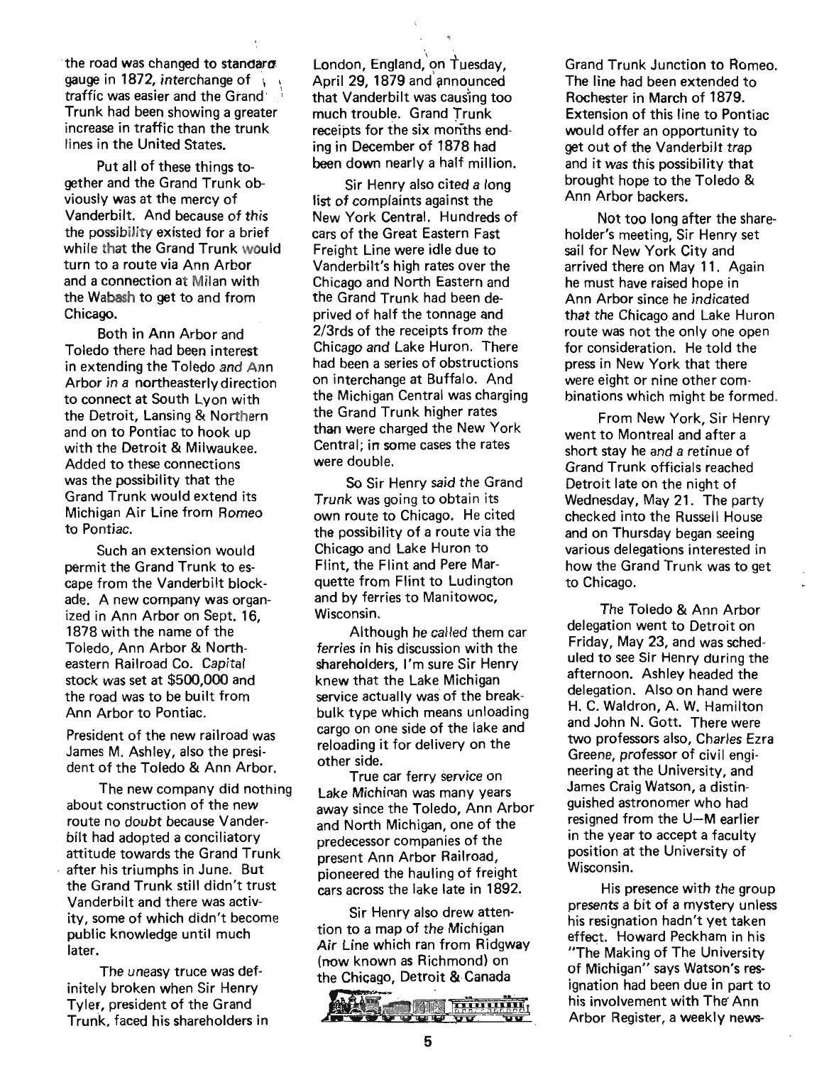the road was changed to standard gauge in 1872, interchange of traffic was easier and the Grand Trunk had been showing a greater increase in traffic than the trunk lines in the United States.

Put all of these things together and the Grand Trunk obviously was at the mercy of Vanderbilt. And because of this the possibility existed for a brief while that the Grand Trunk would turn to a route via Ann Arbor and a connection at Milan with the Wabash to get to and from Chicago.

Both in Ann Arbor and Toledo there had been interest in extending the Toledo and Ann Arbor in a northeasterly direction to connect at South Lyon with the Detroit, Lansing & Northern and on to Pontiac to hook up with the Detroit & Milwaukee. Added to these connections was the possibility that the Grand Trunk would extend its Michigan Air Line from Romeo to Pontiac.

Such an extension would permit the Grand Trunk to escape from the Vanderbilt blockade. A new company was organized in Ann Arbor on Sept. 16, 1878 with the name of the Toledo, Ann Arbor & Northeastern Railroad Co. Capital stock was set at $500,000 and the road was to be built from Ann Arbor to Pontiac.

President of the new railroad was James M. Ashley, also the president of the Toledo & Ann Arbor.

The new company did nothing about construction of the new route no doubt because Vanderbilt had adopted a conciliatory attitude towards the Grand Trunk after his triumphs in June. But the Grand Trunk still didn't trust Vanderbilt and there was activity, some of which didn't become public knowledge until much later.

The uneasy truce was definitely broken when Sir Henry Tyler, president of the Grand Trunk, faced his shareholders in London, England, on Tuesday, April 29, 1879 and announced that Vanderbilt was causing too much trouble. Grand Trunk receipts for the six months ending in December of 1878 had been down nearly a half million.

Sir Henry also cited a long list of complaints against the New York Central. Hundreds of cars of the Great Eastern Fast Freight Line were idle due to Vanderbilt's high rates over the Chicago and North Eastern and the Grand Trunk had been deprived of half the tonnage and 2/3rds of the receipts from the Chicago and Lake Huron. There had been a series of obstructions on interchange at Buffalo. And the Michigan Central was charging the Grand Trunk higher rates than were charged the New York Central; in some cases the rates were double.

So Sir Henry said the Grand Trunk was going to obtain its own route to Chicago. He cited the possibility of a route via the Chicago and Lake Huron to Flint, the Flint and Pere Marquette from Flint to Ludington and by ferries to Manitowoc, Wisconsin.

Although he called them car ferries in his discussion with the shareholders, I'm sure Sir Henry knew that the Lake Michigan service actually was of the breakbulk type which means unloading cargo on one side of the lake and reloading it for delivery on the other side.

True car ferry service on Lake Michigan was many years away since the Toledo, Ann Arbor and North Michigan, one of the predecessor companies of the present Ann Arbor Railroad, pioneered the hauling of freight cars across the lake late in 1892.

Sir Henry also drew attention to a map of the Michigan Air Line which ran from Ridgway (now known as Richmond) on the Chicago, Detroit & Canada Grand Trunk Junction to Romeo. The line had been extended to Rochester in March of 1879. Extension of this line to Pontiac would offer an opportunity to get out of the Vanderbilt trap and it was this possibility that brought hope to the Toledo & Ann Arbor backers.

Not too long after the shareholder's meeting, Sir Henry set sail for New York City and arrived there on May 11. Again he must have raised hope in Ann Arbor since he indicated that the Chicago and Lake Huron route was not the only one open for consideration. He told the press in New York that there were eight or nine other combinations which might be formed.

From New York, Sir Henry went to Montreal and after a short stay he and a retinue of Grand Trunk officials reached Detroit late on the night of Wednesday, May 21. The party checked into the Russell House and on Thursday began seeing various delegations interested in how the Grand Trunk was to get to Chicago.

The Toledo & Ann Arbor delegation went to Detroit on Friday, May 23, and was scheduled to see Sir Henry during the afternoon. Ashley headed the delegation. Also on hand were H. C. Waldron, A. W. Hamilton and John N. Gott. There were two professors also, Charles Ezra Greene, professor of civil engineering at the University, and James Craig Watson, a distinguished astronomer who had resigned from the U–M earlier in the year to accept a faculty position at the University of Wisconsin.

His presence with the group presents a bit of a mystery unless his resignation hadn't yet taken effect. Howard Peckham in his "The Making of The University of Michigan" says Watson's resignation had been due in part to his involvement with The Ann Arbor Register, a weekly news-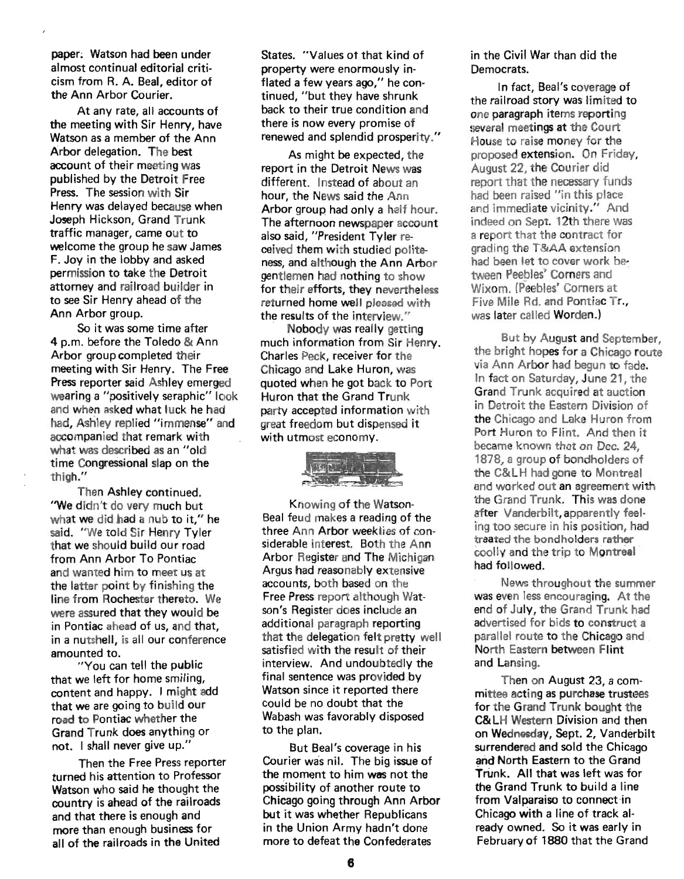paper. Watson had been under almost continual editorial criticism from R. A. Beal, editor of the Ann Arbor Courier.

At any rate, all accounts of the meeting with Sir Henry, have Watson as a member of the Ann Arbor delegation. The best account of their meeting was published by the Detroit Free Press. The session with Sir Henry was delayed because when Joseph Hickson, Grand Trunk traffic manager, came out to welcome the group he saw James F. Joy in the lobby and asked permission to take the Detroit attorney and railroad builder in to see Sir Henry ahead of the Ann Arbor group.

So it was some time after 4 p.m. before the Toledo & Ann Arbor group completed their meeting with Sir Henry. The Free Press reporter said Ashley emerged wearing a "positively seraphic" look and when asked what luck he had had, Ashley replied "immense" and accompanied that remark with what was described as an "old time Congressional slap on the thigh."

Then Ashley continued. "We didn't do very much but what we did had a nub to it," he said. "We told Sir Henry Tyler that we should build our road from Ann Arbor To Pontiac and wanted him to meet us at the latter point by finishing the line from Rochester thereto. We were assured that they would be in Pontiac ahead of us, and that, in a nutshell, is all our conference amounted to.

"You can tell the public that we left for home smiling, content and happy. I might add that we are going to build our road to Pontiac whether the Grand Trunk does anything or not. I shall never give up."

Then the Free Press reporter turned his attention to Professor Watson who said he thought the country is ahead of the railroads and that there is enough and more than enough business for all of the railroads in the United States. "Values of that kind of property were enormously inflated a few years ago," he continued, "but they have shrunk back to their true condition and there is now every promise of renewed and splendid prosperity."

As might be expected, the report in the Detroit News was different. Instead of about an hour, the News said the Ann Arbor group had only a half hour. The afternoon newspaper account also said, "President Tyler received them with studied politeness, and although the Ann Arbor gentlemen had nothing to show for their efforts, they nevertheless returned home well pleased with the results of the interview."

Nobody was really getting much information from Sir Henry. Charles Peck, receiver for the Chicago and Lake Huron, was quoted when he got back to Port Huron that the Grand Trunk party accepted information with great freedom but dispensed it with utmost economy.

Knowing of the Watson-Beal feud makes a reading of the three Ann Arbor weeklies of considerable interest. Both the Ann Arbor Register and The Michigan Argus had reasonably extensive accounts, both based on the Free Press report although Watson's Register does include an additional paragraph reporting that the delegation felt pretty well satisfied with the result of their interview. And undoubtedly the final sentence was provided by Watson since it reported there could be no doubt that the Wabash was favorably disposed to the plan.

But Beal's coverage in his Courier was nil. The big issue of the moment to him was not the possibility of another route to Chicago going through Ann Arbor but it was whether Republicans in the Union Army hadn't done more to defeat the Confederates in the Civil War than did the Democrats.

In fact, Beal's coverage of the railroad story was limited to one paragraph items reporting several meetings at the Court House to raise money for the proposed extension. On Friday, August 22, the Courier did report that the necessary funds had been raised "in this place and immediate vicinity." And indeed on Sept. 12th there was a report that the contract for grading the T&AA extension had been let to cover work between Peebles' Corners and Wixom. (Peebles' Corners at Five Mile Rd. and Pontiac Tr., was later called Worden.)

But by August and September, the bright hopes for a Chicago route via Ann Arbor had begun to fade. In fact on Saturday, June 21, the Grand Trunk acquired at auction in Detroit the Eastern Division of the Chicago and Lake Huron from Port Huron to Flint. And then it became known that on Dec. 24, 1878, a group of bondholders of the C&LH had gone to Montreal and worked out an agreement with the Grand Trunk. This was done after Vanderbilt, apparently feeling too secure in his position, had treated the bondholders rather coolly and the trip to Montreal had followed.

News throughout the summer was even less encouraging. At the end of July, the Grand Trunk had advertised for bids to construct a parallel route to the Chicago and North Eastern between Flint and Lansing.

Then on August 23, a committee acting as purchase trustees for the Grand Trunk bought the C&LH Western Division and then on Wednesday, Sept. 2, Vanderbilt surrendered and sold the Chicago and North Eastern to the Grand Trunk. All that was left was for the Grand Trunk to build a line from Valparaiso to connect in Chicago with a line of track already owned. So it was early in February of 1880 that the Grand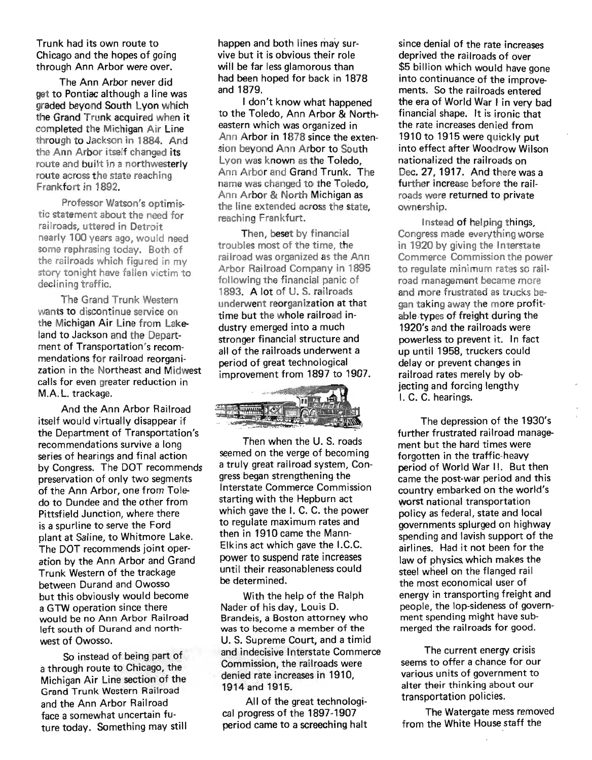Trunk had its own route to Chicago and the hopes of going through Ann Arbor were over.

The Ann Arbor never did get to Pontiac although a line was graded beyond South Lyon which the Grand Trunk acquired when it completed the Michigan Air Line through to Jackson in 1884. And the Ann Arbor itself changed its route and built in a northwesterly route across the state reaching Frankfort in 1892.

Professor Watson's optimistic statement about the need for railroads, uttered in Detroit nearly 100 years ago, would need some rephrasing today. Both of the railroads which figured in my story tonight have fallen victim to declining traffic.

The Grand Trunk Western wants to discontinue service on the Michigan Air Line from Lakeland to Jackson and the Department of Transportation's recommendations for railroad reorganization in the Northeast and Midwest calls for even greater reduction in M.A.L. trackage.

And the Ann Arbor Railroad itself would virtually disappear if the Department of Transportation's recommendations survive a long series of hearings and final action by Congress. The DOT recommends preservation of only two segments of the Ann Arbor, one from Toledo to Dundee and the other from Pittsfield Junction, where there is a spurline to serve the Ford plant at Saline, to Whitmore Lake. The DOT recommends joint operation by the Ann Arbor and Grand Trunk Western of the trackage between Durand and Owosso but this obviously would become a GTW operation since there would be no Ann Arbor Railroad left south of Durand and northwest of Owosso.

So instead of being part of a through route to Chicago, the Michigan Air Line section of the Grand Trunk Western Railroad and the Ann Arbor Railroad face a somewhat uncertain future today. Something may still happen and both lines may survive but it is obvious their role will be far less glamorous than had been hoped for back in 1878 and 1879.

I don't know what happened to the Toledo, Ann Arbor & Northeastern which was organized in Ann Arbor in 1878 since the extension beyond Ann Arbor to South Lyon was known as the Toledo, Ann Arbor and Grand Trunk. The name was changed to the Toledo, Ann Arbor & North Michigan as the line extended across the state, reaching Frankfurt.

Then, beset by financial troubles most of the time, the railroad was organized as the Ann Arbor Railroad Company in 1895 following the financial panic of 1893. A lot of U. S. railroads underwent reorganization at that time but the whole railroad industry emerged into a much stronger financial structure and all of the railroads underwent a period of great technological improvement from 1897 to 1907.

Then when the U. S. roads seemed on the verge of becoming a truly great railroad system, Congress began strengthening the Interstate Commerce Commission starting with the Hepburn act which gave the I. C. C. the power to regulate maximum rates and then in 1910 came the Mann-Elkins act which gave the I.C.C. power to suspend rate increases until their reasonableness could be determined.

With the help of the Ralph Nader of his day, Louis D. Brandeis, a Boston attorney who was to become a member of the U. S. Supreme Court, and a timid and indecisive Interstate Commerce Commission, the railroads were denied rate increases in 1910, 1914 and 1915.

All of the great technological progress of the 1897-1907 period came to a screeching halt since denial of the rate increases deprived the railroads of over $5 billion which would have gone into continuance of the improvements. So the railroads entered the era of World War I in very bad financial shape. It is ironic that the rate increases denied from 1910 to 1915 were quickly put into effect after Woodrow Wilson nationalized the railroads on Dec. 27, 1917. And there was a further increase before the railroads were returned to private ownership.

Instead of helping things, Congress made everything worse in 1920 by giving the Interstate Commerce Commission the power to regulate minimum rates so railroad management became more and more frustrated as trucks began taking away the more profitable types of freight during the 1920's and the railroads were powerless to prevent it. In fact up until 1958, truckers could delay or prevent changes in railroad rates merely by objecting and forcing lengthy I. C. C. hearings.

The depression of the 1930's further frustrated railroad management but the hard times were forgotten in the traffic-heavy period of World War II. But then came the post-war period and this country embarked on the world's worst national transportation policy as federal, state and local governments splurged on highway spending and lavish support of the airlines. Had it not been for the law of physics which makes the steel wheel on the flanged rail the most economical user of energy in transporting freight and people, the lop-sideness of government spending might have submerged the railroads for good.

The current energy crisis seems to offer a chance for our various units of government to alter their thinking about our transportation policies.

The Watergate mess removed from the White House staff the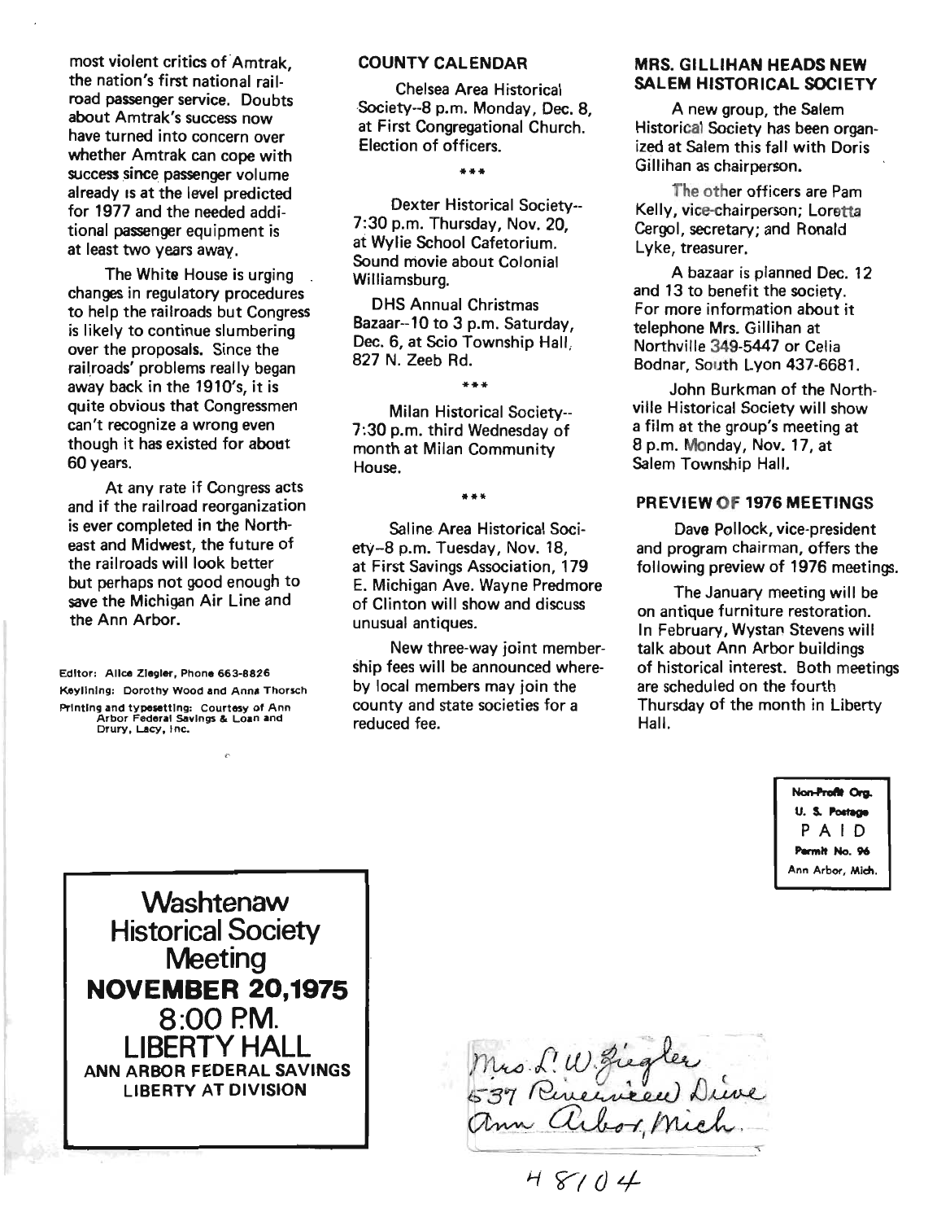most violent critics of Amtrak, the nation's first national railroad passenger service. Doubts about Amtrak's success now have turned into concern over whether Amtrak can cope with success since passenger volume already is at the level predicted for 1977 and the needed additional passenger equipment is at least two years away.

The White House is urging changes in regulatory procedures to help the railroads but Congress is likely to continue slumbering over the proposals. Since the railroads' problems really began away back in the 1910's, it is quite obvious that Congressmen can't recognize a wrong even though it has existed for about 60 years.

At any rate if Congress acts and if the railroad reorganization is ever completed in the Northeast and Midwest, the future of the railroads will look better but perhaps not good enough to save the Michigan Air Line and the Ann Arbor.

Editor: Alice Ziegler, Phone 663-8826
Keylining: Dorothy Wood and Anna Thorsch
Printing and typesetting: Courtesy of Ann Arbor Federal Savings & Loan and Drury, Lacy, Inc.

## COUNTY CALENDAR

Chelsea Area Historical Society--8 p.m. Monday, Dec. 8, at First Congregational Church. Election of officers.

***

Dexter Historical Society--7:30 p.m. Thursday, Nov. 20, at Wylie School Cafetorium. Sound movie about Colonial Williamsburg.

DHS Annual Christmas Bazaar--10 to 3 p.m. Saturday, Dec. 6, at Scio Township Hall, 827 N. Zeeb Rd.

***

Milan Historical Society--7:30 p.m. third Wednesday of month at Milan Community House.

***

Saline Area Historical Society--8 p.m. Tuesday, Nov. 18, at First Savings Association, 179 E. Michigan Ave. Wayne Predmore of Clinton will show and discuss unusual antiques.

New three-way joint membership fees will be announced whereby local members may join the county and state societies for a reduced fee.

## MRS. GILLIHAN HEADS NEW SALEM HISTORICAL SOCIETY

A new group, the Salem Historical Society has been organized at Salem this fall with Doris Gillihan as chairperson.

The other officers are Pam Kelly, vice-chairperson; Loretta Cergol, secretary; and Ronald Lyke, treasurer.

A bazaar is planned Dec. 12 and 13 to benefit the society. For more information about it telephone Mrs. Gillihan at Northville 349-5447 or Celia Bodnar, South Lyon 437-6681.

John Burkman of the Northville Historical Society will show a film at the group's meeting at 8 p.m. Monday, Nov. 17, at Salem Township Hall.

## PREVIEW OF 1976 MEETINGS

Dave Pollock, vice-president and program chairman, offers the following preview of 1976 meetings.

The January meeting will be on antique furniture restoration. In February, Wystan Stevens will talk about Ann Arbor buildings of historical interest. Both meetings are scheduled on the fourth Thursday of the month in Liberty Hall.

Non-Profit Org.
U. S. Postage
PAID
Permit No. 96
Ann Arbor, Mich.

**Washtenaw Historical Society Meeting**
**NOVEMBER 20, 1975**
**8:00 P.M.**
**LIBERTY HALL**
**ANN ARBOR FEDERAL SAVINGS**
**LIBERTY AT DIVISION**

Mrs. L. W. Ziegler
537 Riverview Drive
Ann Arbor, Mich.
48104